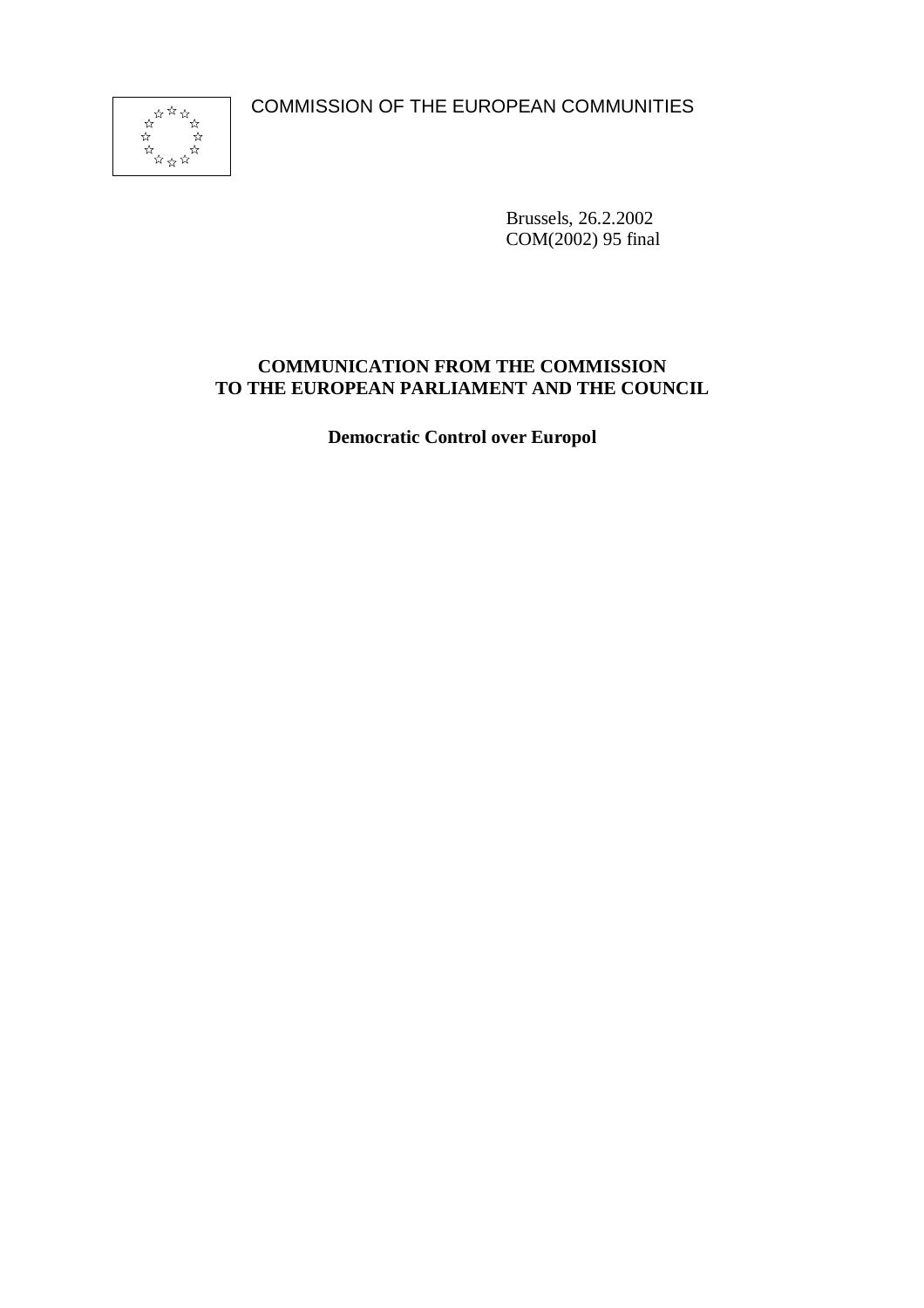COMMISSION OF THE EUROPEAN COMMUNITIES

Brussels, 26.2.2002
COM(2002) 95 final

**COMMUNICATION FROM THE COMMISSION TO THE EUROPEAN PARLIAMENT AND THE COUNCIL**

**Democratic Control over Europol**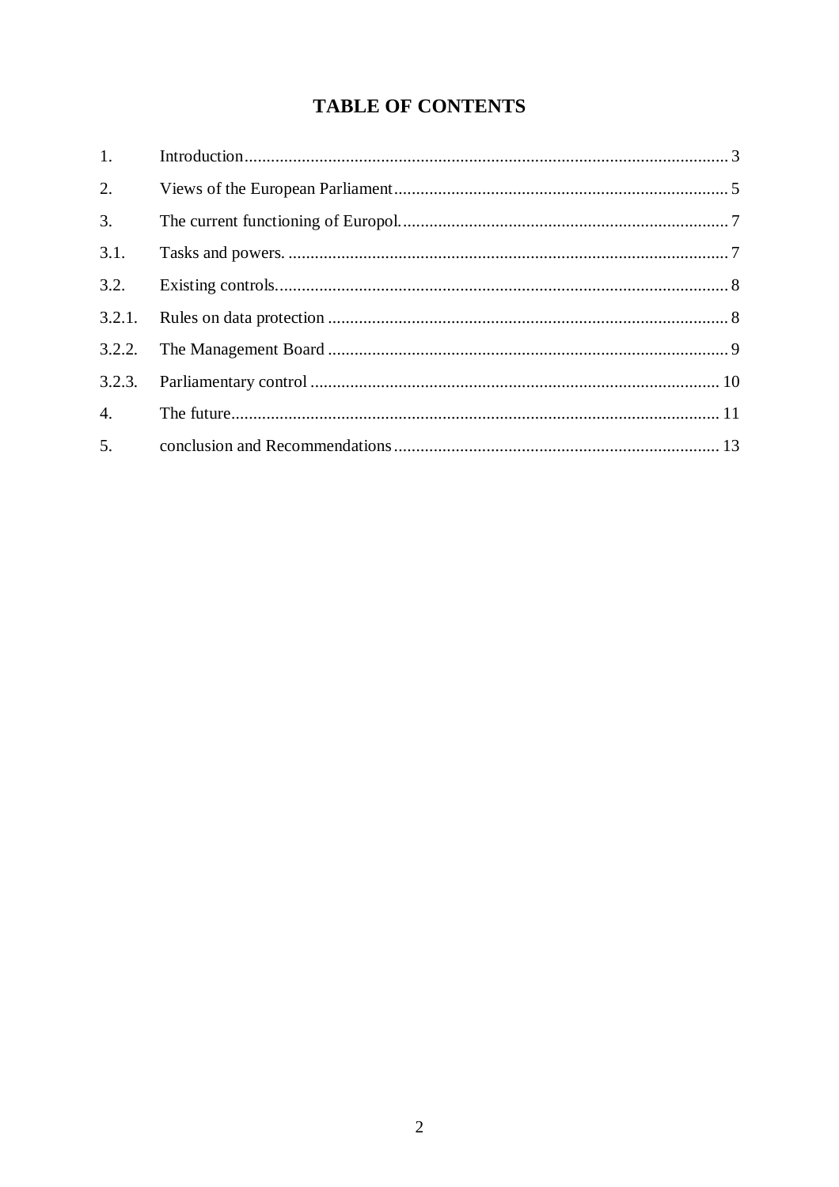# TABLE OF CONTENTS

1. Introduction .................................................................................................................. 3
2. Views of the European Parliament ............................................................................. 5
3. The current functioning of Europol. ........................................................................... 7

3.1. Tasks and powers. ..................................................................................................... 7

3.2. Existing controls. ....................................................................................................... 8

3.2.1. Rules on data protection ........................................................................................ 8

3.2.2. The Management Board ........................................................................................ 9

3.2.3. Parliamentary control .......................................................................................... 10

4. The future ................................................................................................................... 11
5. conclusion and Recommendations ........................................................................... 13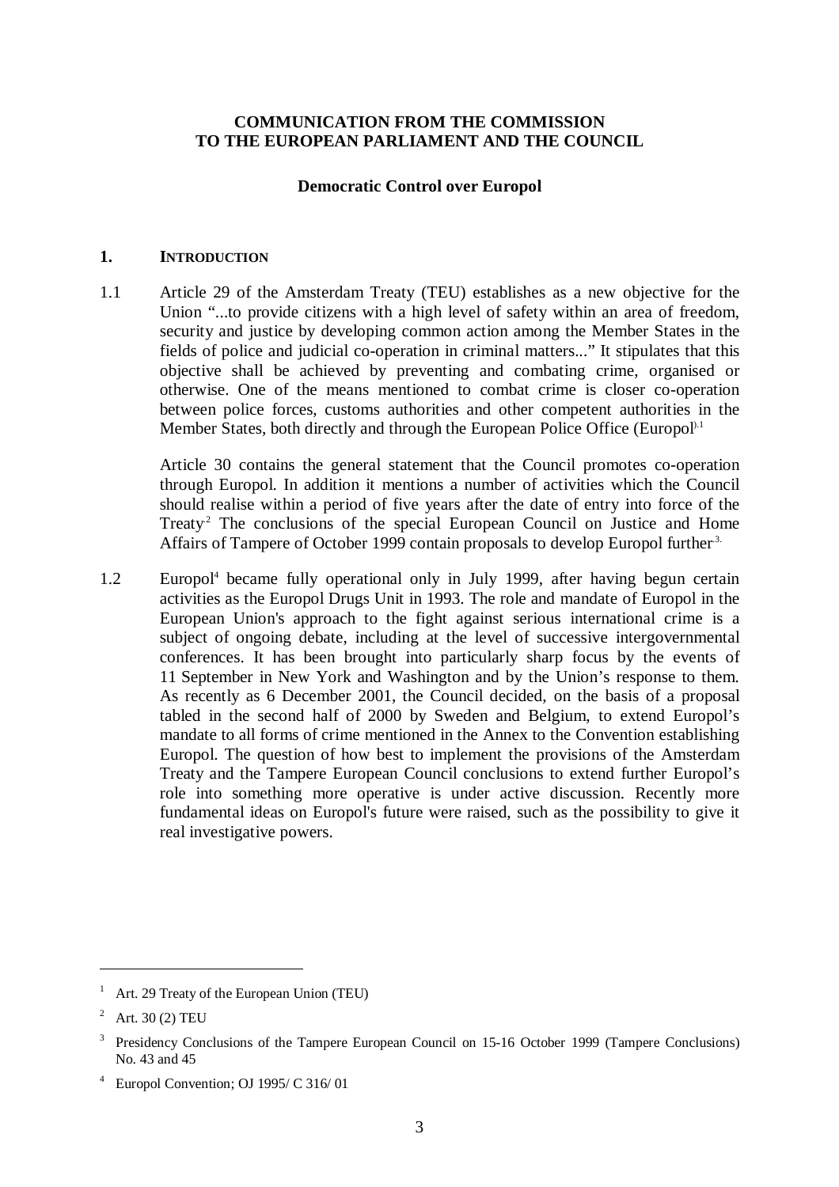**COMMUNICATION FROM THE COMMISSION TO THE EUROPEAN PARLIAMENT AND THE COUNCIL**

**Democratic Control over Europol**

## 1. INTRODUCTION

1.1 Article 29 of the Amsterdam Treaty (TEU) establishes as a new objective for the Union "...to provide citizens with a high level of safety within an area of freedom, security and justice by developing common action among the Member States in the fields of police and judicial co-operation in criminal matters..." It stipulates that this objective shall be achieved by preventing and combating crime, organised or otherwise. One of the means mentioned to combat crime is closer co-operation between police forces, customs authorities and other competent authorities in the Member States, both directly and through the European Police Office (Europol).[1]

Article 30 contains the general statement that the Council promotes co-operation through Europol. In addition it mentions a number of activities which the Council should realise within a period of five years after the date of entry into force of the Treaty.[2] The conclusions of the special European Council on Justice and Home Affairs of Tampere of October 1999 contain proposals to develop Europol further.[3]

1.2 Europol[4] became fully operational only in July 1999, after having begun certain activities as the Europol Drugs Unit in 1993. The role and mandate of Europol in the European Union's approach to the fight against serious international crime is a subject of ongoing debate, including at the level of successive intergovernmental conferences. It has been brought into particularly sharp focus by the events of 11 September in New York and Washington and by the Union's response to them. As recently as 6 December 2001, the Council decided, on the basis of a proposal tabled in the second half of 2000 by Sweden and Belgium, to extend Europol's mandate to all forms of crime mentioned in the Annex to the Convention establishing Europol. The question of how best to implement the provisions of the Amsterdam Treaty and the Tampere European Council conclusions to extend further Europol's role into something more operative is under active discussion. Recently more fundamental ideas on Europol's future were raised, such as the possibility to give it real investigative powers.

---

[1] Art. 29 Treaty of the European Union (TEU)

[2] Art. 30 (2) TEU

[3] Presidency Conclusions of the Tampere European Council on 15-16 October 1999 (Tampere Conclusions) No. 43 and 45

[4] Europol Convention; OJ 1995/ C 316/ 01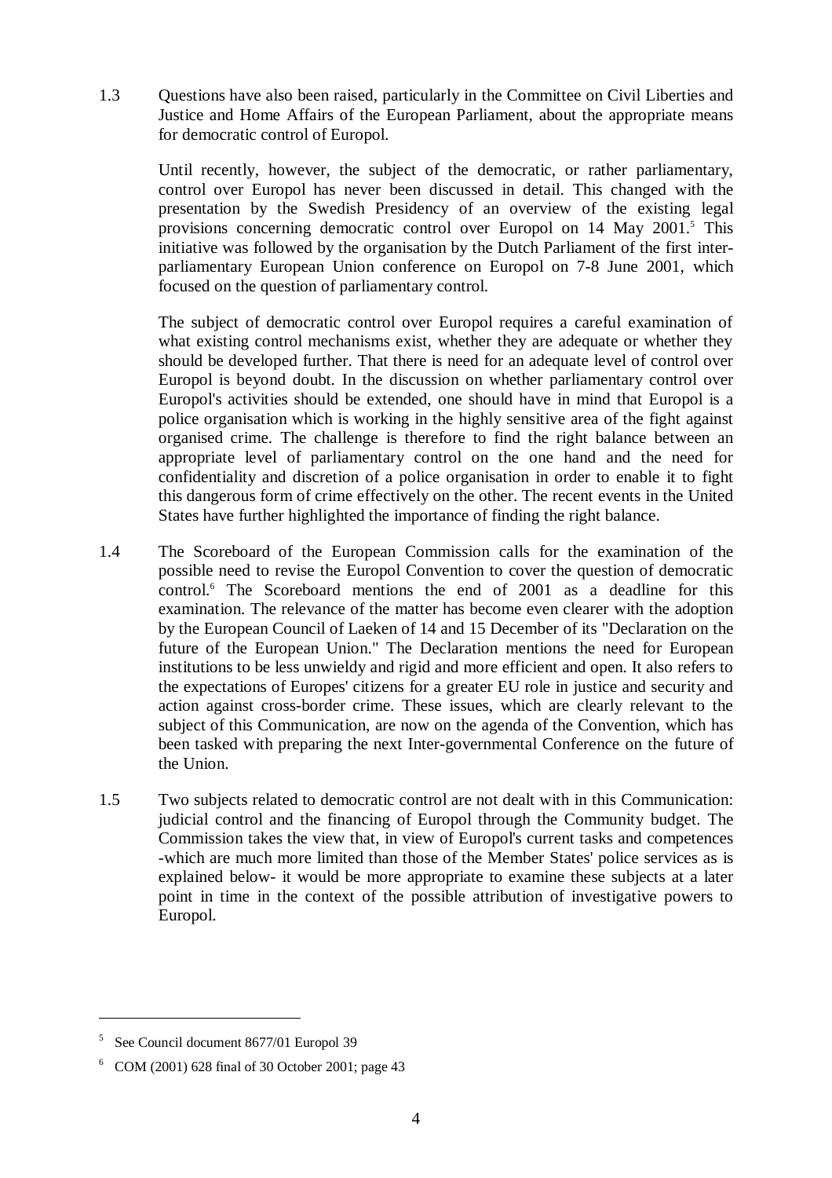1.3 Questions have also been raised, particularly in the Committee on Civil Liberties and Justice and Home Affairs of the European Parliament, about the appropriate means for democratic control of Europol.

Until recently, however, the subject of the democratic, or rather parliamentary, control over Europol has never been discussed in detail. This changed with the presentation by the Swedish Presidency of an overview of the existing legal provisions concerning democratic control over Europol on 14 May 2001.[5] This initiative was followed by the organisation by the Dutch Parliament of the first inter-parliamentary European Union conference on Europol on 7-8 June 2001, which focused on the question of parliamentary control.

The subject of democratic control over Europol requires a careful examination of what existing control mechanisms exist, whether they are adequate or whether they should be developed further. That there is need for an adequate level of control over Europol is beyond doubt. In the discussion on whether parliamentary control over Europol's activities should be extended, one should have in mind that Europol is a police organisation which is working in the highly sensitive area of the fight against organised crime. The challenge is therefore to find the right balance between an appropriate level of parliamentary control on the one hand and the need for confidentiality and discretion of a police organisation in order to enable it to fight this dangerous form of crime effectively on the other. The recent events in the United States have further highlighted the importance of finding the right balance.

1.4 The Scoreboard of the European Commission calls for the examination of the possible need to revise the Europol Convention to cover the question of democratic control.[6] The Scoreboard mentions the end of 2001 as a deadline for this examination. The relevance of the matter has become even clearer with the adoption by the European Council of Laeken of 14 and 15 December of its "Declaration on the future of the European Union." The Declaration mentions the need for European institutions to be less unwieldy and rigid and more efficient and open. It also refers to the expectations of Europes' citizens for a greater EU role in justice and security and action against cross-border crime. These issues, which are clearly relevant to the subject of this Communication, are now on the agenda of the Convention, which has been tasked with preparing the next Inter-governmental Conference on the future of the Union.

1.5 Two subjects related to democratic control are not dealt with in this Communication: judicial control and the financing of Europol through the Community budget. The Commission takes the view that, in view of Europol's current tasks and competences -which are much more limited than those of the Member States' police services as is explained below- it would be more appropriate to examine these subjects at a later point in time in the context of the possible attribution of investigative powers to Europol.

---

[5] See Council document 8677/01 Europol 39

[6] COM (2001) 628 final of 30 October 2001; page 43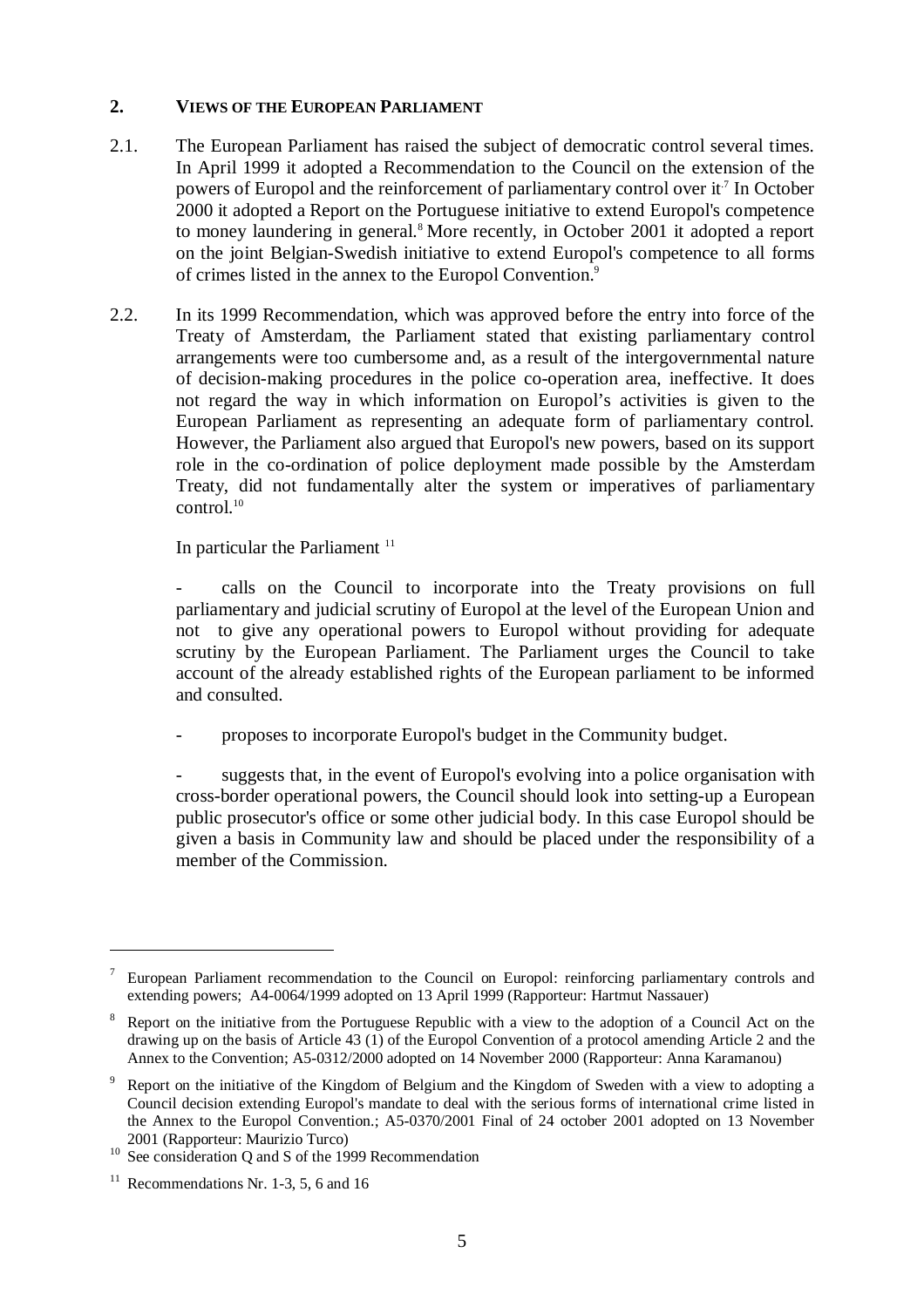## 2. VIEWS OF THE EUROPEAN PARLIAMENT

2.1. The European Parliament has raised the subject of democratic control several times. In April 1999 it adopted a Recommendation to the Council on the extension of the powers of Europol and the reinforcement of parliamentary control over it.[7] In October 2000 it adopted a Report on the Portuguese initiative to extend Europol's competence to money laundering in general.[8] More recently, in October 2001 it adopted a report on the joint Belgian-Swedish initiative to extend Europol's competence to all forms of crimes listed in the annex to the Europol Convention.[9]

2.2. In its 1999 Recommendation, which was approved before the entry into force of the Treaty of Amsterdam, the Parliament stated that existing parliamentary control arrangements were too cumbersome and, as a result of the intergovernmental nature of decision-making procedures in the police co-operation area, ineffective. It does not regard the way in which information on Europol's activities is given to the European Parliament as representing an adequate form of parliamentary control. However, the Parliament also argued that Europol's new powers, based on its support role in the co-ordination of police deployment made possible by the Amsterdam Treaty, did not fundamentally alter the system or imperatives of parliamentary control.[10]

In particular the Parliament [11]

- calls on the Council to incorporate into the Treaty provisions on full parliamentary and judicial scrutiny of Europol at the level of the European Union and not to give any operational powers to Europol without providing for adequate scrutiny by the European Parliament. The Parliament urges the Council to take account of the already established rights of the European parliament to be informed and consulted.

- proposes to incorporate Europol's budget in the Community budget.

- suggests that, in the event of Europol's evolving into a police organisation with cross-border operational powers, the Council should look into setting-up a European public prosecutor's office or some other judicial body. In this case Europol should be given a basis in Community law and should be placed under the responsibility of a member of the Commission.

---

[7] European Parliament recommendation to the Council on Europol: reinforcing parliamentary controls and extending powers; A4-0064/1999 adopted on 13 April 1999 (Rapporteur: Hartmut Nassauer)

[8] Report on the initiative from the Portuguese Republic with a view to the adoption of a Council Act on the drawing up on the basis of Article 43 (1) of the Europol Convention of a protocol amending Article 2 and the Annex to the Convention; A5-0312/2000 adopted on 14 November 2000 (Rapporteur: Anna Karamanou)

[9] Report on the initiative of the Kingdom of Belgium and the Kingdom of Sweden with a view to adopting a Council decision extending Europol's mandate to deal with the serious forms of international crime listed in the Annex to the Europol Convention.; A5-0370/2001 Final of 24 october 2001 adopted on 13 November 2001 (Rapporteur: Maurizio Turco)

[10] See consideration Q and S of the 1999 Recommendation

[11] Recommendations Nr. 1-3, 5, 6 and 16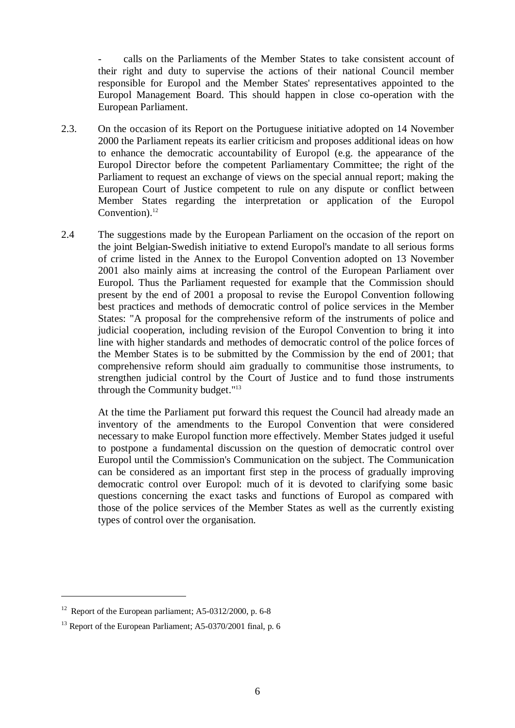- calls on the Parliaments of the Member States to take consistent account of their right and duty to supervise the actions of their national Council member responsible for Europol and the Member States' representatives appointed to the Europol Management Board. This should happen in close co-operation with the European Parliament.

2.3. On the occasion of its Report on the Portuguese initiative adopted on 14 November 2000 the Parliament repeats its earlier criticism and proposes additional ideas on how to enhance the democratic accountability of Europol (e.g. the appearance of the Europol Director before the competent Parliamentary Committee; the right of the Parliament to request an exchange of views on the special annual report; making the European Court of Justice competent to rule on any dispute or conflict between Member States regarding the interpretation or application of the Europol Convention).[12]

2.4 The suggestions made by the European Parliament on the occasion of the report on the joint Belgian-Swedish initiative to extend Europol's mandate to all serious forms of crime listed in the Annex to the Europol Convention adopted on 13 November 2001 also mainly aims at increasing the control of the European Parliament over Europol. Thus the Parliament requested for example that the Commission should present by the end of 2001 a proposal to revise the Europol Convention following best practices and methods of democratic control of police services in the Member States: "A proposal for the comprehensive reform of the instruments of police and judicial cooperation, including revision of the Europol Convention to bring it into line with higher standards and methodes of democratic control of the police forces of the Member States is to be submitted by the Commission by the end of 2001; that comprehensive reform should aim gradually to communitise those instruments, to strengthen judicial control by the Court of Justice and to fund those instruments through the Community budget."[13]

At the time the Parliament put forward this request the Council had already made an inventory of the amendments to the Europol Convention that were considered necessary to make Europol function more effectively. Member States judged it useful to postpone a fundamental discussion on the question of democratic control over Europol until the Commission's Communication on the subject. The Communication can be considered as an important first step in the process of gradually improving democratic control over Europol: much of it is devoted to clarifying some basic questions concerning the exact tasks and functions of Europol as compared with those of the police services of the Member States as well as the currently existing types of control over the organisation.

---

[12] Report of the European parliament; A5-0312/2000, p. 6-8

[13] Report of the European Parliament; A5-0370/2001 final, p. 6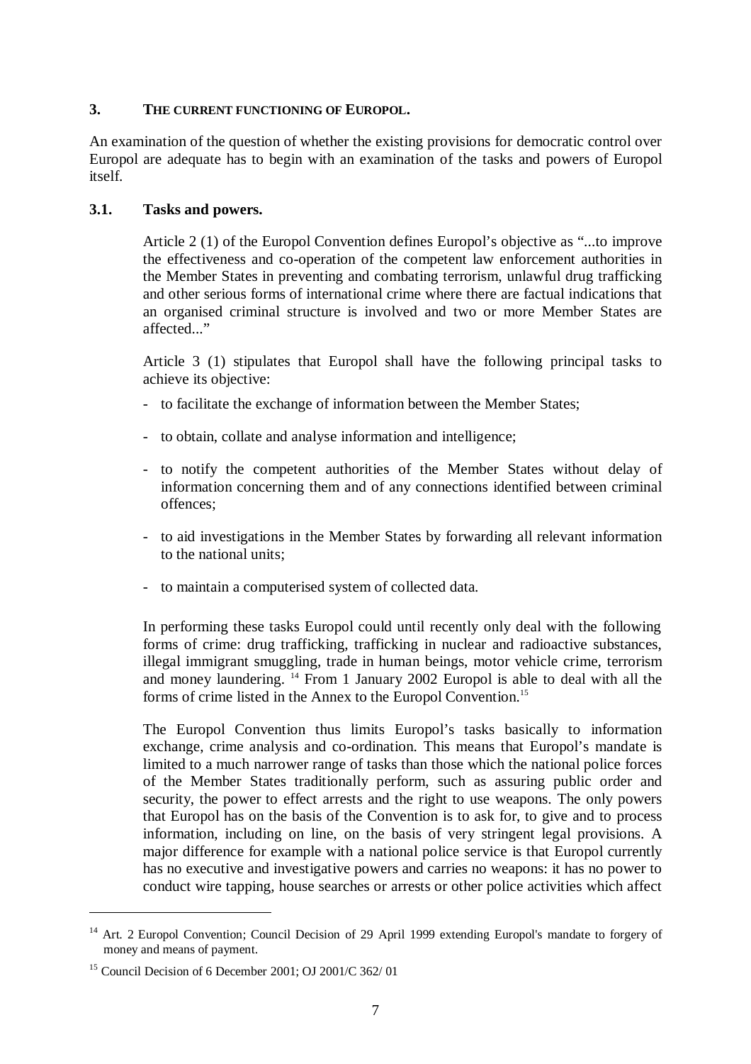## 3. THE CURRENT FUNCTIONING OF EUROPOL.

An examination of the question of whether the existing provisions for democratic control over Europol are adequate has to begin with an examination of the tasks and powers of Europol itself.

### 3.1. Tasks and powers.

Article 2 (1) of the Europol Convention defines Europol's objective as "...to improve the effectiveness and co-operation of the competent law enforcement authorities in the Member States in preventing and combating terrorism, unlawful drug trafficking and other serious forms of international crime where there are factual indications that an organised criminal structure is involved and two or more Member States are affected..."

Article 3 (1) stipulates that Europol shall have the following principal tasks to achieve its objective:

- to facilitate the exchange of information between the Member States;
- to obtain, collate and analyse information and intelligence;
- to notify the competent authorities of the Member States without delay of information concerning them and of any connections identified between criminal offences;
- to aid investigations in the Member States by forwarding all relevant information to the national units;
- to maintain a computerised system of collected data.

In performing these tasks Europol could until recently only deal with the following forms of crime: drug trafficking, trafficking in nuclear and radioactive substances, illegal immigrant smuggling, trade in human beings, motor vehicle crime, terrorism and money laundering. [14] From 1 January 2002 Europol is able to deal with all the forms of crime listed in the Annex to the Europol Convention.[15]

The Europol Convention thus limits Europol's tasks basically to information exchange, crime analysis and co-ordination. This means that Europol's mandate is limited to a much narrower range of tasks than those which the national police forces of the Member States traditionally perform, such as assuring public order and security, the power to effect arrests and the right to use weapons. The only powers that Europol has on the basis of the Convention is to ask for, to give and to process information, including on line, on the basis of very stringent legal provisions. A major difference for example with a national police service is that Europol currently has no executive and investigative powers and carries no weapons: it has no power to conduct wire tapping, house searches or arrests or other police activities which affect

---

[14] Art. 2 Europol Convention; Council Decision of 29 April 1999 extending Europol's mandate to forgery of money and means of payment.

[15] Council Decision of 6 December 2001; OJ 2001/C 362/ 01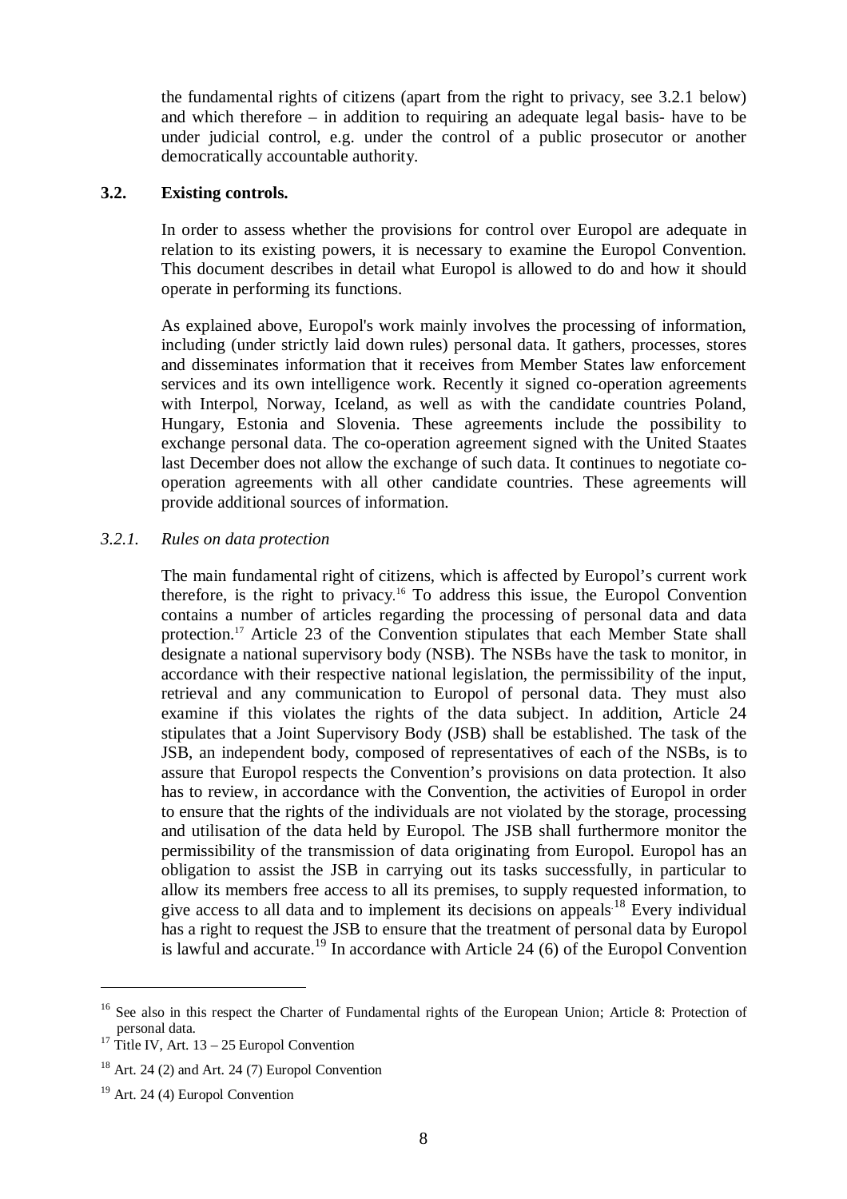the fundamental rights of citizens (apart from the right to privacy, see 3.2.1 below) and which therefore – in addition to requiring an adequate legal basis- have to be under judicial control, e.g. under the control of a public prosecutor or another democratically accountable authority.

### 3.2. Existing controls.

In order to assess whether the provisions for control over Europol are adequate in relation to its existing powers, it is necessary to examine the Europol Convention. This document describes in detail what Europol is allowed to do and how it should operate in performing its functions.

As explained above, Europol's work mainly involves the processing of information, including (under strictly laid down rules) personal data. It gathers, processes, stores and disseminates information that it receives from Member States law enforcement services and its own intelligence work. Recently it signed co-operation agreements with Interpol, Norway, Iceland, as well as with the candidate countries Poland, Hungary, Estonia and Slovenia. These agreements include the possibility to exchange personal data. The co-operation agreement signed with the United Staates last December does not allow the exchange of such data. It continues to negotiate co-operation agreements with all other candidate countries. These agreements will provide additional sources of information.

#### *3.2.1. Rules on data protection*

The main fundamental right of citizens, which is affected by Europol's current work therefore, is the right to privacy.[16] To address this issue, the Europol Convention contains a number of articles regarding the processing of personal data and data protection.[17] Article 23 of the Convention stipulates that each Member State shall designate a national supervisory body (NSB). The NSBs have the task to monitor, in accordance with their respective national legislation, the permissibility of the input, retrieval and any communication to Europol of personal data. They must also examine if this violates the rights of the data subject. In addition, Article 24 stipulates that a Joint Supervisory Body (JSB) shall be established. The task of the JSB, an independent body, composed of representatives of each of the NSBs, is to assure that Europol respects the Convention's provisions on data protection. It also has to review, in accordance with the Convention, the activities of Europol in order to ensure that the rights of the individuals are not violated by the storage, processing and utilisation of the data held by Europol. The JSB shall furthermore monitor the permissibility of the transmission of data originating from Europol. Europol has an obligation to assist the JSB in carrying out its tasks successfully, in particular to allow its members free access to all its premises, to supply requested information, to give access to all data and to implement its decisions on appeals.[18] Every individual has a right to request the JSB to ensure that the treatment of personal data by Europol is lawful and accurate.[19] In accordance with Article 24 (6) of the Europol Convention

---

[16] See also in this respect the Charter of Fundamental rights of the European Union; Article 8: Protection of personal data.

[17] Title IV, Art. 13 – 25 Europol Convention

[18] Art. 24 (2) and Art. 24 (7) Europol Convention

[19] Art. 24 (4) Europol Convention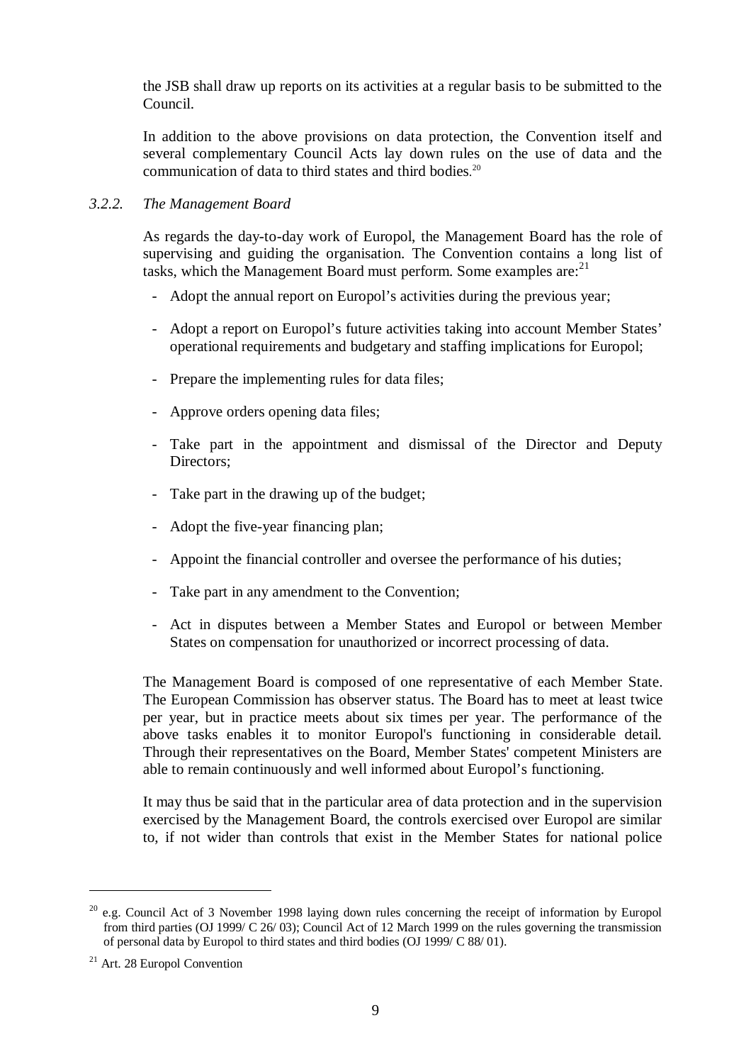the JSB shall draw up reports on its activities at a regular basis to be submitted to the Council.

In addition to the above provisions on data protection, the Convention itself and several complementary Council Acts lay down rules on the use of data and the communication of data to third states and third bodies.[20]

### *3.2.2. The Management Board*

As regards the day-to-day work of Europol, the Management Board has the role of supervising and guiding the organisation. The Convention contains a long list of tasks, which the Management Board must perform. Some examples are:[21]

- Adopt the annual report on Europol's activities during the previous year;
- Adopt a report on Europol's future activities taking into account Member States' operational requirements and budgetary and staffing implications for Europol;
- Prepare the implementing rules for data files;
- Approve orders opening data files;
- Take part in the appointment and dismissal of the Director and Deputy Directors;
- Take part in the drawing up of the budget;
- Adopt the five-year financing plan;
- Appoint the financial controller and oversee the performance of his duties;
- Take part in any amendment to the Convention;
- Act in disputes between a Member States and Europol or between Member States on compensation for unauthorized or incorrect processing of data.

The Management Board is composed of one representative of each Member State. The European Commission has observer status. The Board has to meet at least twice per year, but in practice meets about six times per year. The performance of the above tasks enables it to monitor Europol's functioning in considerable detail. Through their representatives on the Board, Member States' competent Ministers are able to remain continuously and well informed about Europol's functioning.

It may thus be said that in the particular area of data protection and in the supervision exercised by the Management Board, the controls exercised over Europol are similar to, if not wider than controls that exist in the Member States for national police

---

[20] e.g. Council Act of 3 November 1998 laying down rules concerning the receipt of information by Europol from third parties (OJ 1999/ C 26/ 03); Council Act of 12 March 1999 on the rules governing the transmission of personal data by Europol to third states and third bodies (OJ 1999/ C 88/ 01).

[21] Art. 28 Europol Convention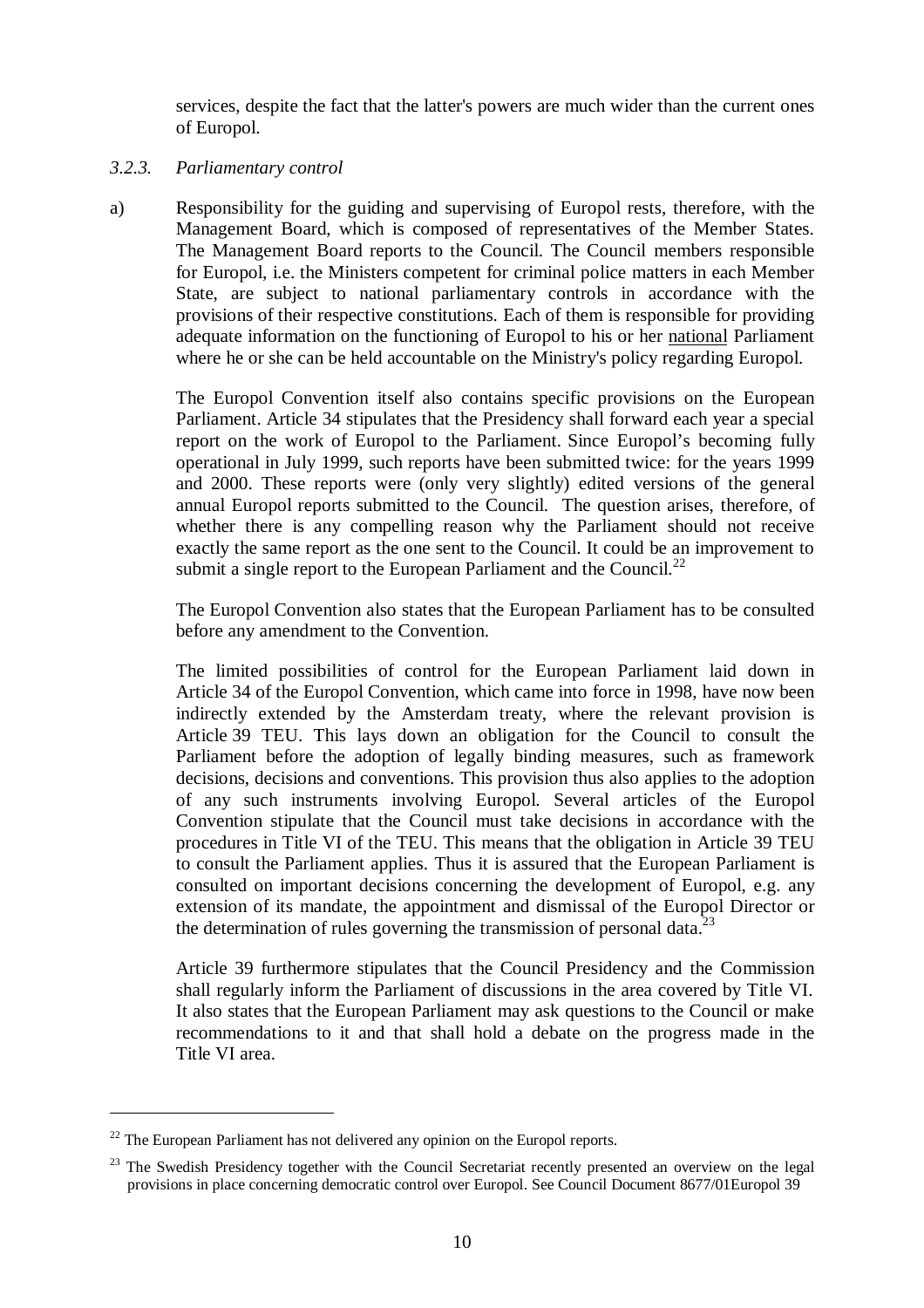services, despite the fact that the latter's powers are much wider than the current ones of Europol.

*3.2.3. Parliamentary control*

a) Responsibility for the guiding and supervising of Europol rests, therefore, with the Management Board, which is composed of representatives of the Member States. The Management Board reports to the Council. The Council members responsible for Europol, i.e. the Ministers competent for criminal police matters in each Member State, are subject to national parliamentary controls in accordance with the provisions of their respective constitutions. Each of them is responsible for providing adequate information on the functioning of Europol to his or her national Parliament where he or she can be held accountable on the Ministry's policy regarding Europol.

The Europol Convention itself also contains specific provisions on the European Parliament. Article 34 stipulates that the Presidency shall forward each year a special report on the work of Europol to the Parliament. Since Europol's becoming fully operational in July 1999, such reports have been submitted twice: for the years 1999 and 2000. These reports were (only very slightly) edited versions of the general annual Europol reports submitted to the Council. The question arises, therefore, of whether there is any compelling reason why the Parliament should not receive exactly the same report as the one sent to the Council. It could be an improvement to submit a single report to the European Parliament and the Council.[22]

The Europol Convention also states that the European Parliament has to be consulted before any amendment to the Convention.

The limited possibilities of control for the European Parliament laid down in Article 34 of the Europol Convention, which came into force in 1998, have now been indirectly extended by the Amsterdam treaty, where the relevant provision is Article 39 TEU. This lays down an obligation for the Council to consult the Parliament before the adoption of legally binding measures, such as framework decisions, decisions and conventions. This provision thus also applies to the adoption of any such instruments involving Europol. Several articles of the Europol Convention stipulate that the Council must take decisions in accordance with the procedures in Title VI of the TEU. This means that the obligation in Article 39 TEU to consult the Parliament applies. Thus it is assured that the European Parliament is consulted on important decisions concerning the development of Europol, e.g. any extension of its mandate, the appointment and dismissal of the Europol Director or the determination of rules governing the transmission of personal data.[23]

Article 39 furthermore stipulates that the Council Presidency and the Commission shall regularly inform the Parliament of discussions in the area covered by Title VI. It also states that the European Parliament may ask questions to the Council or make recommendations to it and that shall hold a debate on the progress made in the Title VI area.

---

[22] The European Parliament has not delivered any opinion on the Europol reports.

[23] The Swedish Presidency together with the Council Secretariat recently presented an overview on the legal provisions in place concerning democratic control over Europol. See Council Document 8677/01Europol 39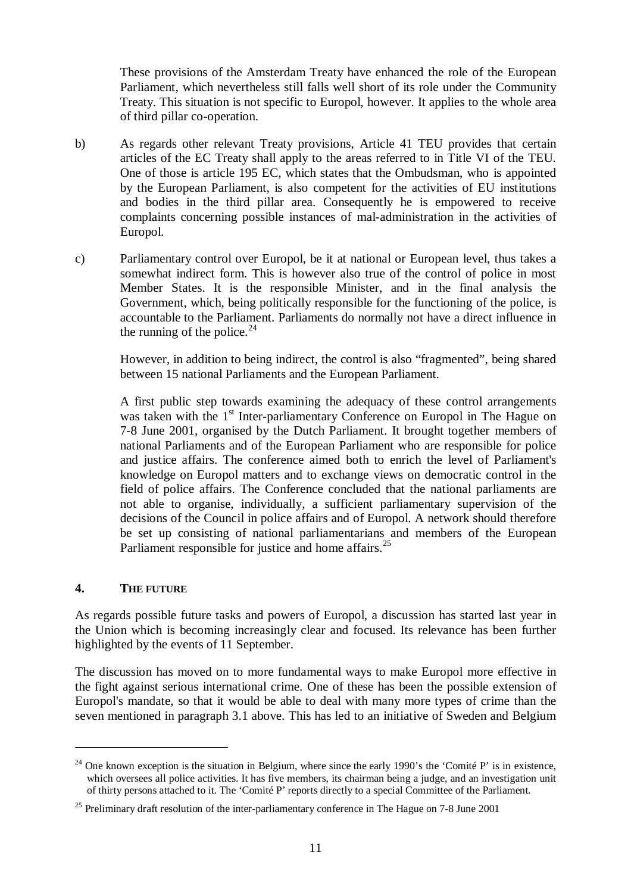These provisions of the Amsterdam Treaty have enhanced the role of the European Parliament, which nevertheless still falls well short of its role under the Community Treaty. This situation is not specific to Europol, however. It applies to the whole area of third pillar co-operation.

b) As regards other relevant Treaty provisions, Article 41 TEU provides that certain articles of the EC Treaty shall apply to the areas referred to in Title VI of the TEU. One of those is article 195 EC, which states that the Ombudsman, who is appointed by the European Parliament, is also competent for the activities of EU institutions and bodies in the third pillar area. Consequently he is empowered to receive complaints concerning possible instances of mal-administration in the activities of Europol.

c) Parliamentary control over Europol, be it at national or European level, thus takes a somewhat indirect form. This is however also true of the control of police in most Member States. It is the responsible Minister, and in the final analysis the Government, which, being politically responsible for the functioning of the police, is accountable to the Parliament. Parliaments do normally not have a direct influence in the running of the police.[24]

   However, in addition to being indirect, the control is also "fragmented", being shared between 15 national Parliaments and the European Parliament.

   A first public step towards examining the adequacy of these control arrangements was taken with the 1st Inter-parliamentary Conference on Europol in The Hague on 7-8 June 2001, organised by the Dutch Parliament. It brought together members of national Parliaments and of the European Parliament who are responsible for police and justice affairs. The conference aimed both to enrich the level of Parliament's knowledge on Europol matters and to exchange views on democratic control in the field of police affairs. The Conference concluded that the national parliaments are not able to organise, individually, a sufficient parliamentary supervision of the decisions of the Council in police affairs and of Europol. A network should therefore be set up consisting of national parliamentarians and members of the European Parliament responsible for justice and home affairs.[25]

## 4. THE FUTURE

As regards possible future tasks and powers of Europol, a discussion has started last year in the Union which is becoming increasingly clear and focused. Its relevance has been further highlighted by the events of 11 September.

The discussion has moved on to more fundamental ways to make Europol more effective in the fight against serious international crime. One of these has been the possible extension of Europol's mandate, so that it would be able to deal with many more types of crime than the seven mentioned in paragraph 3.1 above. This has led to an initiative of Sweden and Belgium

---

[24] One known exception is the situation in Belgium, where since the early 1990's the 'Comité P' is in existence, which oversees all police activities. It has five members, its chairman being a judge, and an investigation unit of thirty persons attached to it. The 'Comité P' reports directly to a special Committee of the Parliament.

[25] Preliminary draft resolution of the inter-parliamentary conference in The Hague on 7-8 June 2001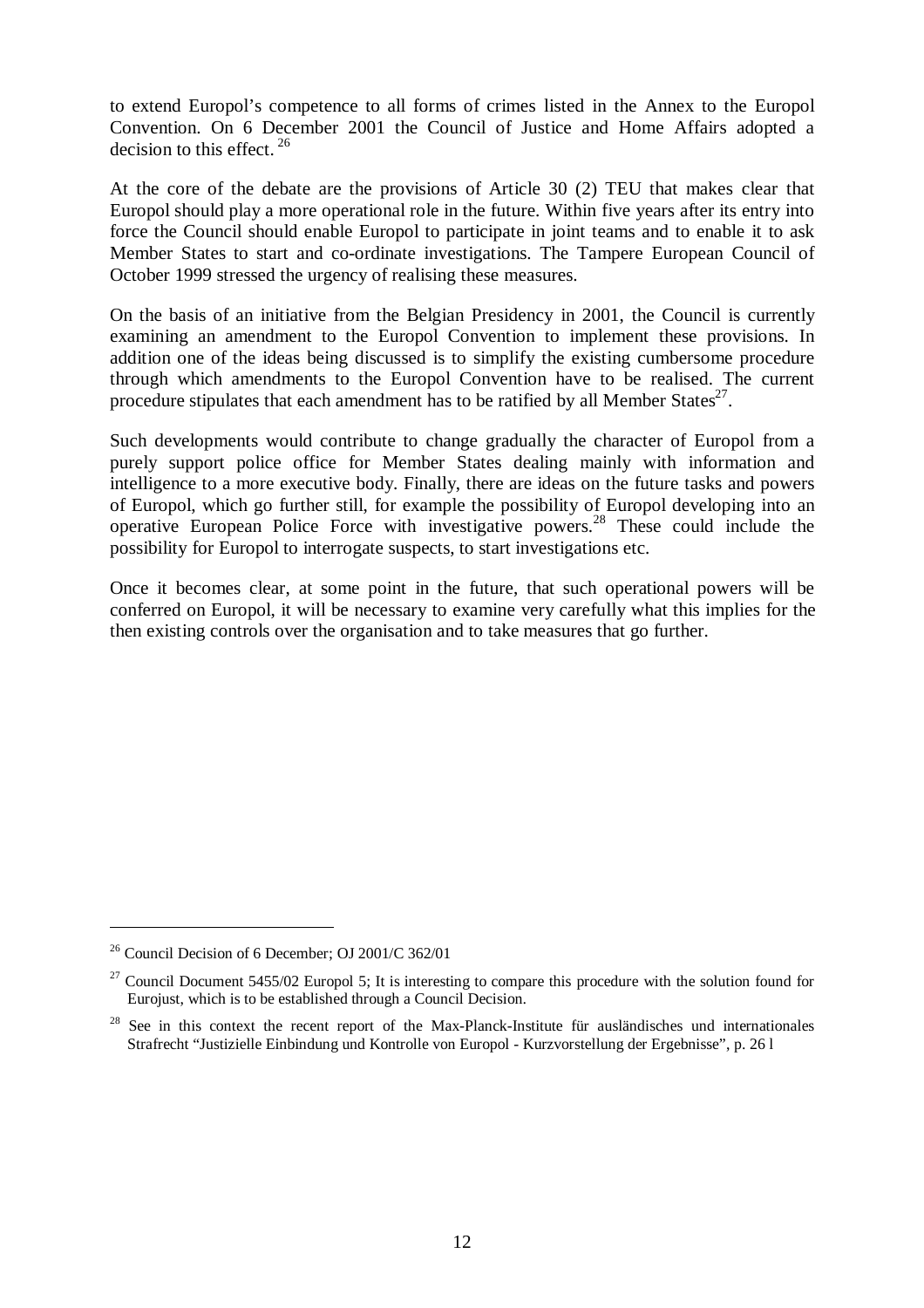to extend Europol's competence to all forms of crimes listed in the Annex to the Europol Convention. On 6 December 2001 the Council of Justice and Home Affairs adopted a decision to this effect. [26]

At the core of the debate are the provisions of Article 30 (2) TEU that makes clear that Europol should play a more operational role in the future. Within five years after its entry into force the Council should enable Europol to participate in joint teams and to enable it to ask Member States to start and co-ordinate investigations. The Tampere European Council of October 1999 stressed the urgency of realising these measures.

On the basis of an initiative from the Belgian Presidency in 2001, the Council is currently examining an amendment to the Europol Convention to implement these provisions. In addition one of the ideas being discussed is to simplify the existing cumbersome procedure through which amendments to the Europol Convention have to be realised. The current procedure stipulates that each amendment has to be ratified by all Member States[27].

Such developments would contribute to change gradually the character of Europol from a purely support police office for Member States dealing mainly with information and intelligence to a more executive body. Finally, there are ideas on the future tasks and powers of Europol, which go further still, for example the possibility of Europol developing into an operative European Police Force with investigative powers.[28] These could include the possibility for Europol to interrogate suspects, to start investigations etc.

Once it becomes clear, at some point in the future, that such operational powers will be conferred on Europol, it will be necessary to examine very carefully what this implies for the then existing controls over the organisation and to take measures that go further.

---

[26] Council Decision of 6 December; OJ 2001/C 362/01

[27] Council Document 5455/02 Europol 5; It is interesting to compare this procedure with the solution found for Eurojust, which is to be established through a Council Decision.

[28] See in this context the recent report of the Max-Planck-Institute für ausländisches und internationales Strafrecht "Justizielle Einbindung und Kontrolle von Europol - Kurzvorstellung der Ergebnisse", p. 26 l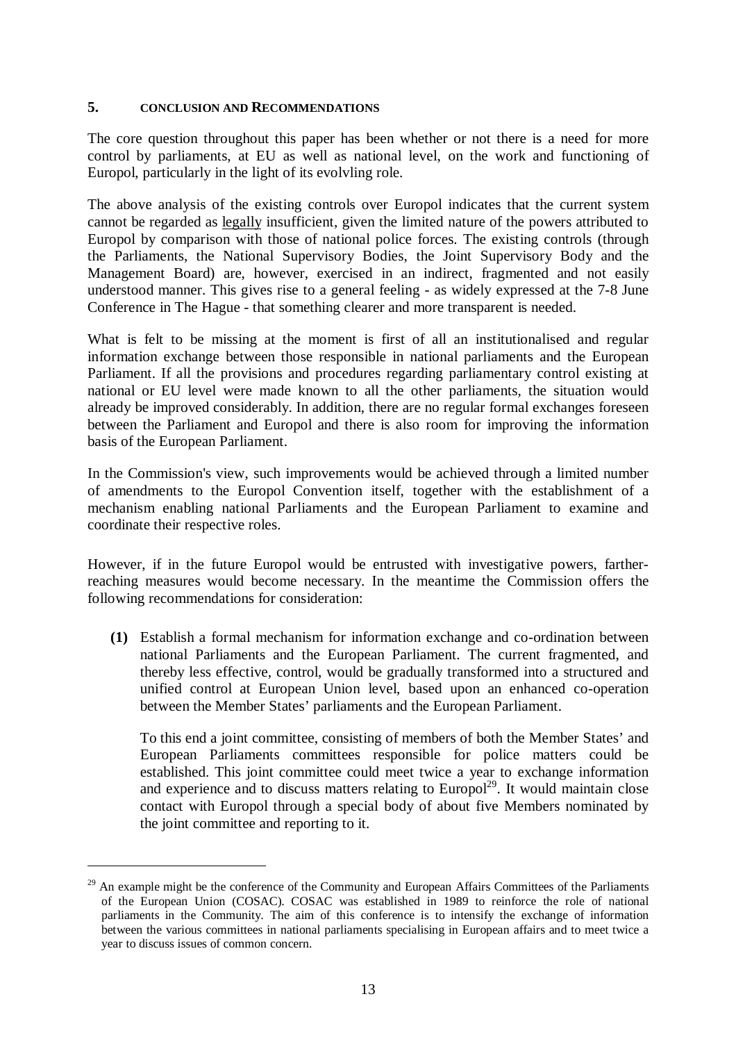## 5. CONCLUSION AND RECOMMENDATIONS

The core question throughout this paper has been whether or not there is a need for more control by parliaments, at EU as well as national level, on the work and functioning of Europol, particularly in the light of its evolvling role.

The above analysis of the existing controls over Europol indicates that the current system cannot be regarded as legally insufficient, given the limited nature of the powers attributed to Europol by comparison with those of national police forces. The existing controls (through the Parliaments, the National Supervisory Bodies, the Joint Supervisory Body and the Management Board) are, however, exercised in an indirect, fragmented and not easily understood manner. This gives rise to a general feeling - as widely expressed at the 7-8 June Conference in The Hague - that something clearer and more transparent is needed.

What is felt to be missing at the moment is first of all an institutionalised and regular information exchange between those responsible in national parliaments and the European Parliament. If all the provisions and procedures regarding parliamentary control existing at national or EU level were made known to all the other parliaments, the situation would already be improved considerably. In addition, there are no regular formal exchanges foreseen between the Parliament and Europol and there is also room for improving the information basis of the European Parliament.

In the Commission's view, such improvements would be achieved through a limited number of amendments to the Europol Convention itself, together with the establishment of a mechanism enabling national Parliaments and the European Parliament to examine and coordinate their respective roles.

However, if in the future Europol would be entrusted with investigative powers, farther-reaching measures would become necessary. In the meantime the Commission offers the following recommendations for consideration:

**(1)** Establish a formal mechanism for information exchange and co-ordination between national Parliaments and the European Parliament. The current fragmented, and thereby less effective, control, would be gradually transformed into a structured and unified control at European Union level, based upon an enhanced co-operation between the Member States' parliaments and the European Parliament.

To this end a joint committee, consisting of members of both the Member States' and European Parliaments committees responsible for police matters could be established. This joint committee could meet twice a year to exchange information and experience and to discuss matters relating to Europol[29]. It would maintain close contact with Europol through a special body of about five Members nominated by the joint committee and reporting to it.

---

[29] An example might be the conference of the Community and European Affairs Committees of the Parliaments of the European Union (COSAC). COSAC was established in 1989 to reinforce the role of national parliaments in the Community. The aim of this conference is to intensify the exchange of information between the various committees in national parliaments specialising in European affairs and to meet twice a year to discuss issues of common concern.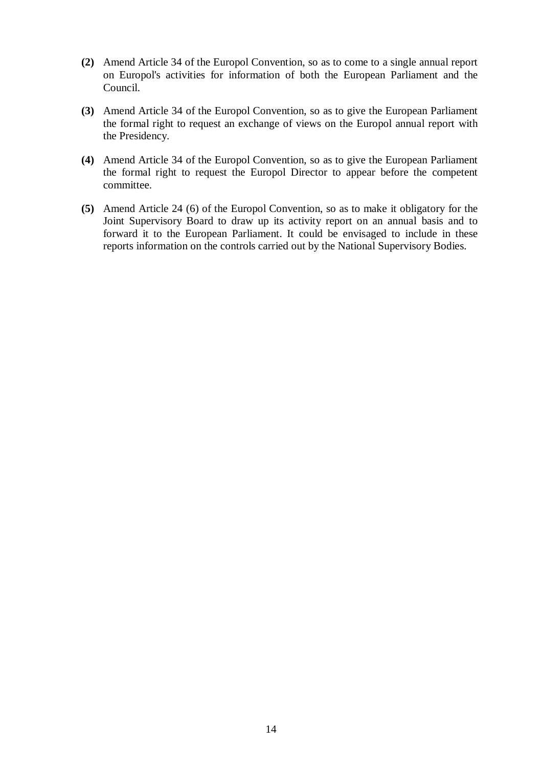**(2)** Amend Article 34 of the Europol Convention, so as to come to a single annual report on Europol's activities for information of both the European Parliament and the Council.

**(3)** Amend Article 34 of the Europol Convention, so as to give the European Parliament the formal right to request an exchange of views on the Europol annual report with the Presidency.

**(4)** Amend Article 34 of the Europol Convention, so as to give the European Parliament the formal right to request the Europol Director to appear before the competent committee.

**(5)** Amend Article 24 (6) of the Europol Convention, so as to make it obligatory for the Joint Supervisory Board to draw up its activity report on an annual basis and to forward it to the European Parliament. It could be envisaged to include in these reports information on the controls carried out by the National Supervisory Bodies.